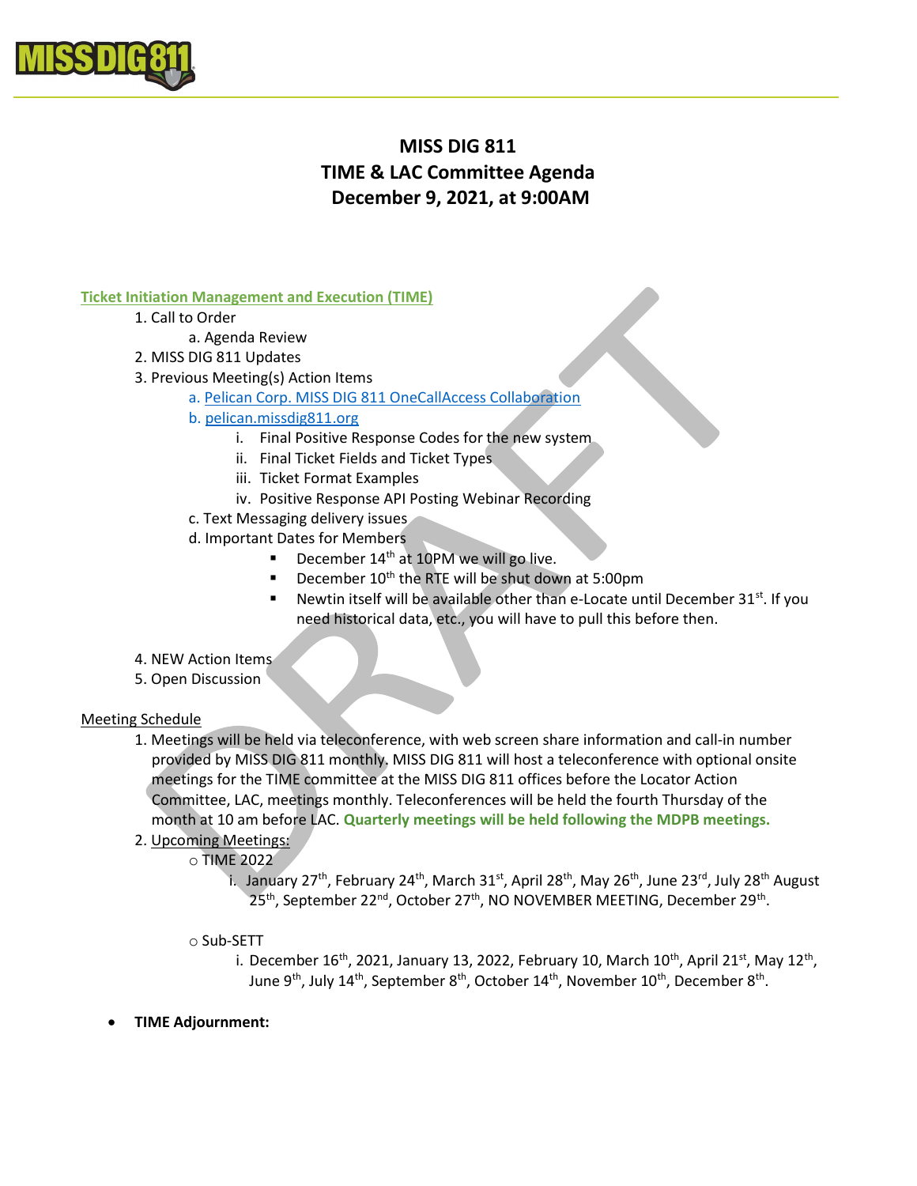# MISS DIG 811
# TIME & LAC Committee Agenda
# December 9, 2021, at 9:00AM

**Ticket Initiation Management and Execution (TIME)**

1. Call to Order
   a. Agenda Review
2. MISS DIG 811 Updates
3. Previous Meeting(s) Action Items
   a. Pelican Corp. MISS DIG 811 OneCallAccess Collaboration
   b. pelican.missdig811.org
      i. Final Positive Response Codes for the new system
      ii. Final Ticket Fields and Ticket Types
      iii. Ticket Format Examples
      iv. Positive Response API Posting Webinar Recording
   c. Text Messaging delivery issues
   d. Important Dates for Members
      - December 14th at 10PM we will go live.
      - December 10th the RTE will be shut down at 5:00pm
      - Newtin itself will be available other than e-Locate until December 31st. If you need historical data, etc., you will have to pull this before then.
4. NEW Action Items
5. Open Discussion

Meeting Schedule

1. Meetings will be held via teleconference, with web screen share information and call-in number provided by MISS DIG 811 monthly. MISS DIG 811 will host a teleconference with optional onsite meetings for the TIME committee at the MISS DIG 811 offices before the Locator Action Committee, LAC, meetings monthly. Teleconferences will be held the fourth Thursday of the month at 10 am before LAC. **Quarterly meetings will be held following the MDPB meetings.**
2. Upcoming Meetings:
   - TIME 2022
      i. January 27th, February 24th, March 31st, April 28th, May 26th, June 23rd, July 28th August 25th, September 22nd, October 27th, NO NOVEMBER MEETING, December 29th.
   - Sub-SETT
      i. December 16th, 2021, January 13, 2022, February 10, March 10th, April 21st, May 12th, June 9th, July 14th, September 8th, October 14th, November 10th, December 8th.

- **TIME Adjournment:**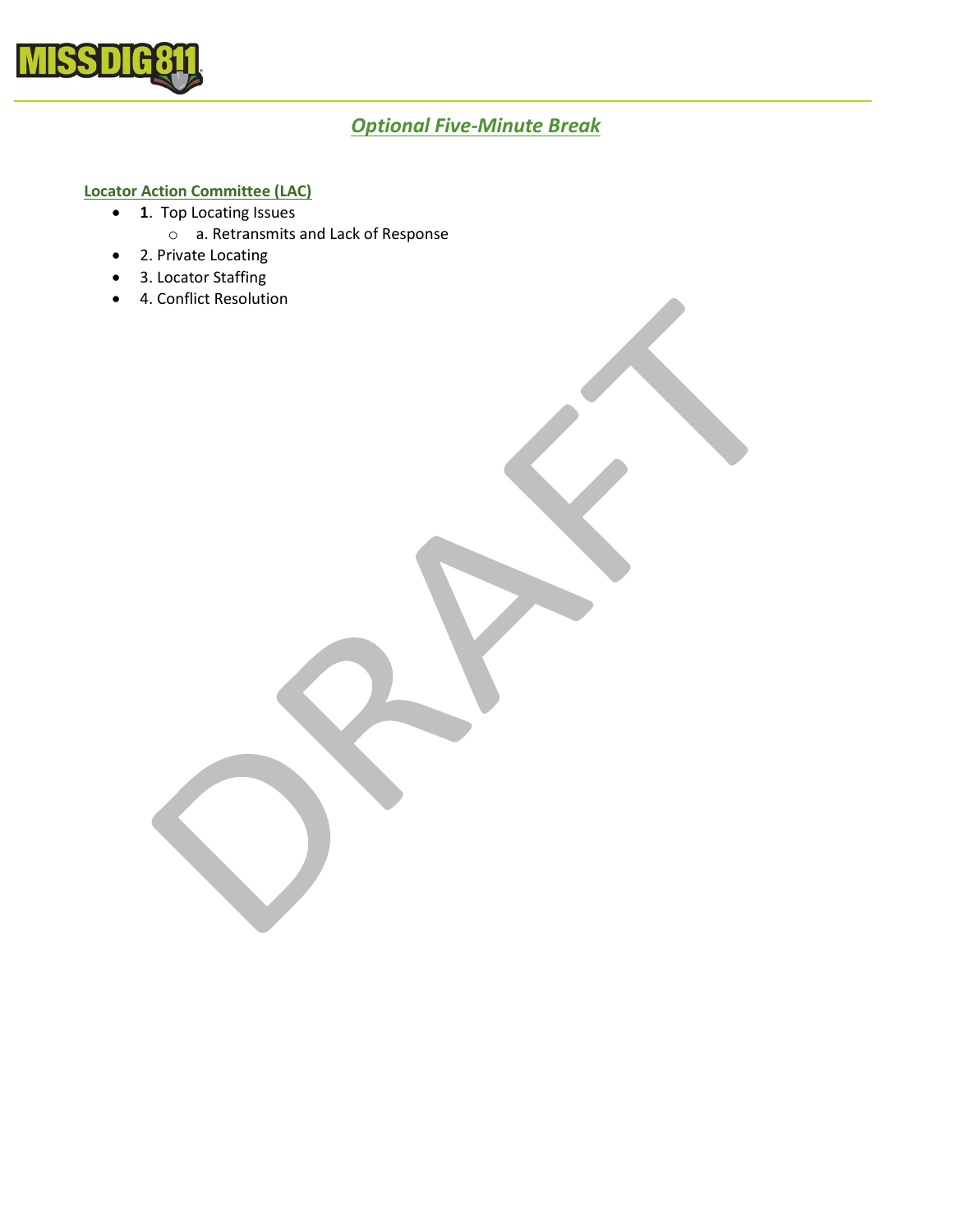## *Optional Five-Minute Break*

### Locator Action Committee (LAC)

- **1**. Top Locating Issues
  - a. Retransmits and Lack of Response
- 2. Private Locating
- 3. Locator Staffing
- 4. Conflict Resolution